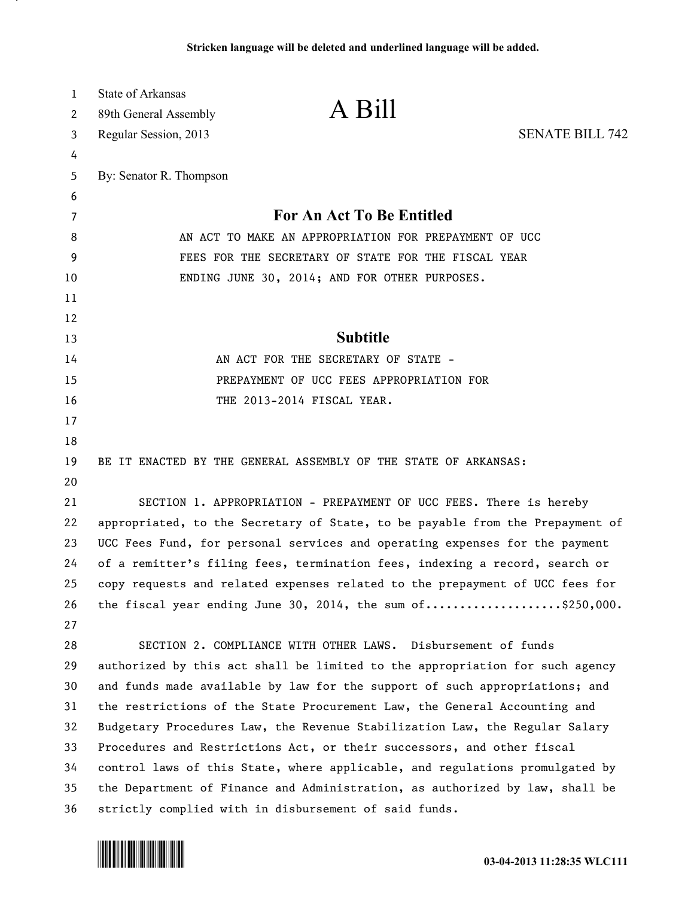Stricken language will be deleted and underlined language will be added.

State of Arkansas
89th General Assembly
Regular Session, 2013

# A Bill

SENATE BILL 742

By: Senator R. Thompson

## For An Act To Be Entitled

AN ACT TO MAKE AN APPROPRIATION FOR PREPAYMENT OF UCC FEES FOR THE SECRETARY OF STATE FOR THE FISCAL YEAR ENDING JUNE 30, 2014; AND FOR OTHER PURPOSES.

## Subtitle

AN ACT FOR THE SECRETARY OF STATE - PREPAYMENT OF UCC FEES APPROPRIATION FOR THE 2013-2014 FISCAL YEAR.

BE IT ENACTED BY THE GENERAL ASSEMBLY OF THE STATE OF ARKANSAS:

SECTION 1. APPROPRIATION - PREPAYMENT OF UCC FEES. There is hereby appropriated, to the Secretary of State, to be payable from the Prepayment of UCC Fees Fund, for personal services and operating expenses for the payment of a remitter's filing fees, termination fees, indexing a record, search or copy requests and related expenses related to the prepayment of UCC fees for the fiscal year ending June 30, 2014, the sum of....................$250,000.

SECTION 2. COMPLIANCE WITH OTHER LAWS. Disbursement of funds authorized by this act shall be limited to the appropriation for such agency and funds made available by law for the support of such appropriations; and the restrictions of the State Procurement Law, the General Accounting and Budgetary Procedures Law, the Revenue Stabilization Law, the Regular Salary Procedures and Restrictions Act, or their successors, and other fiscal control laws of this State, where applicable, and regulations promulgated by the Department of Finance and Administration, as authorized by law, shall be strictly complied with in disbursement of said funds.

03-04-2013 11:28:35 WLC111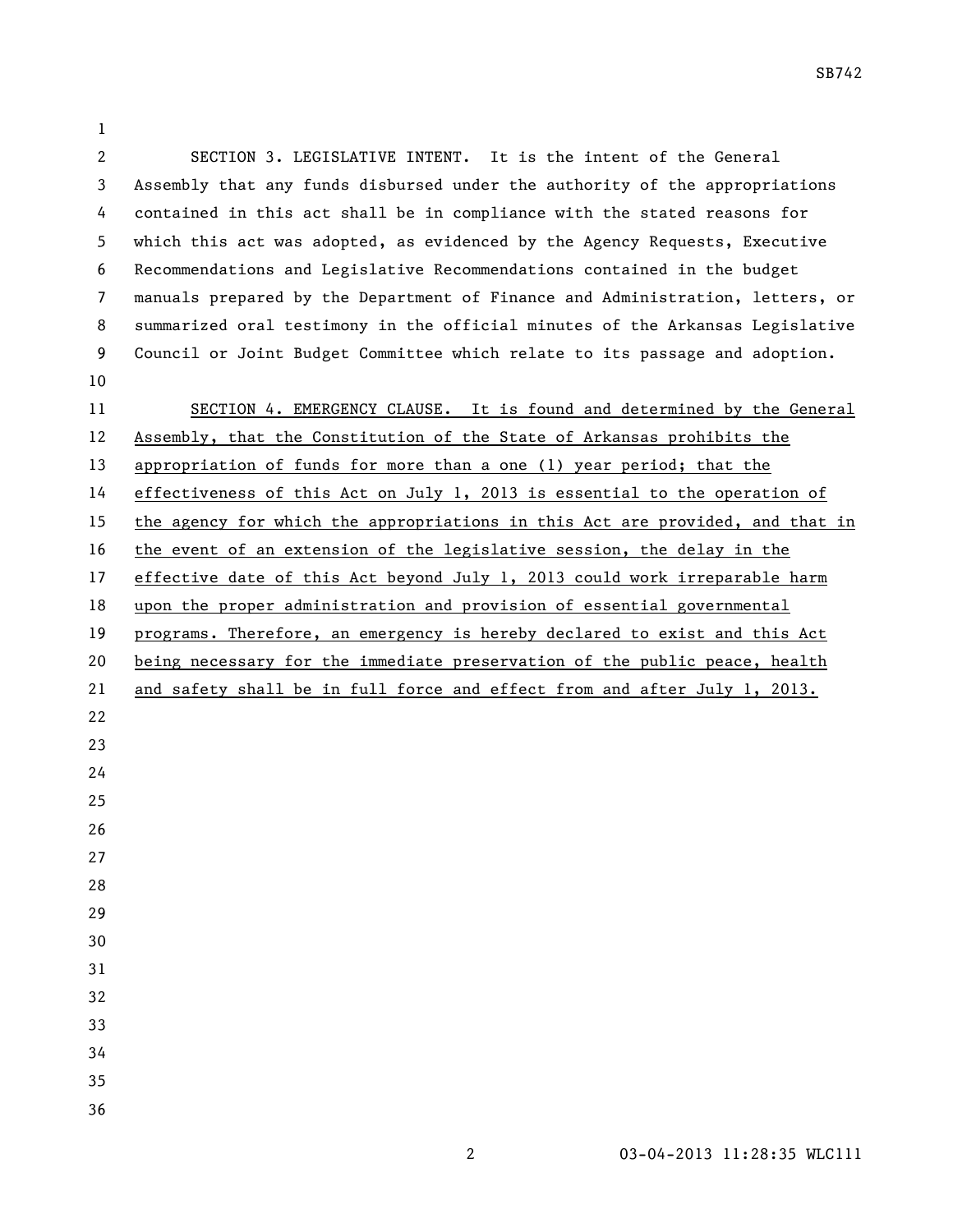SECTION 3. LEGISLATIVE INTENT. It is the intent of the General Assembly that any funds disbursed under the authority of the appropriations contained in this act shall be in compliance with the stated reasons for which this act was adopted, as evidenced by the Agency Requests, Executive Recommendations and Legislative Recommendations contained in the budget manuals prepared by the Department of Finance and Administration, letters, or summarized oral testimony in the official minutes of the Arkansas Legislative Council or Joint Budget Committee which relate to its passage and adoption.

SECTION 4. EMERGENCY CLAUSE. It is found and determined by the General Assembly, that the Constitution of the State of Arkansas prohibits the appropriation of funds for more than a one (1) year period; that the effectiveness of this Act on July 1, 2013 is essential to the operation of the agency for which the appropriations in this Act are provided, and that in the event of an extension of the legislative session, the delay in the effective date of this Act beyond July 1, 2013 could work irreparable harm upon the proper administration and provision of essential governmental programs. Therefore, an emergency is hereby declared to exist and this Act being necessary for the immediate preservation of the public peace, health and safety shall be in full force and effect from and after July 1, 2013.